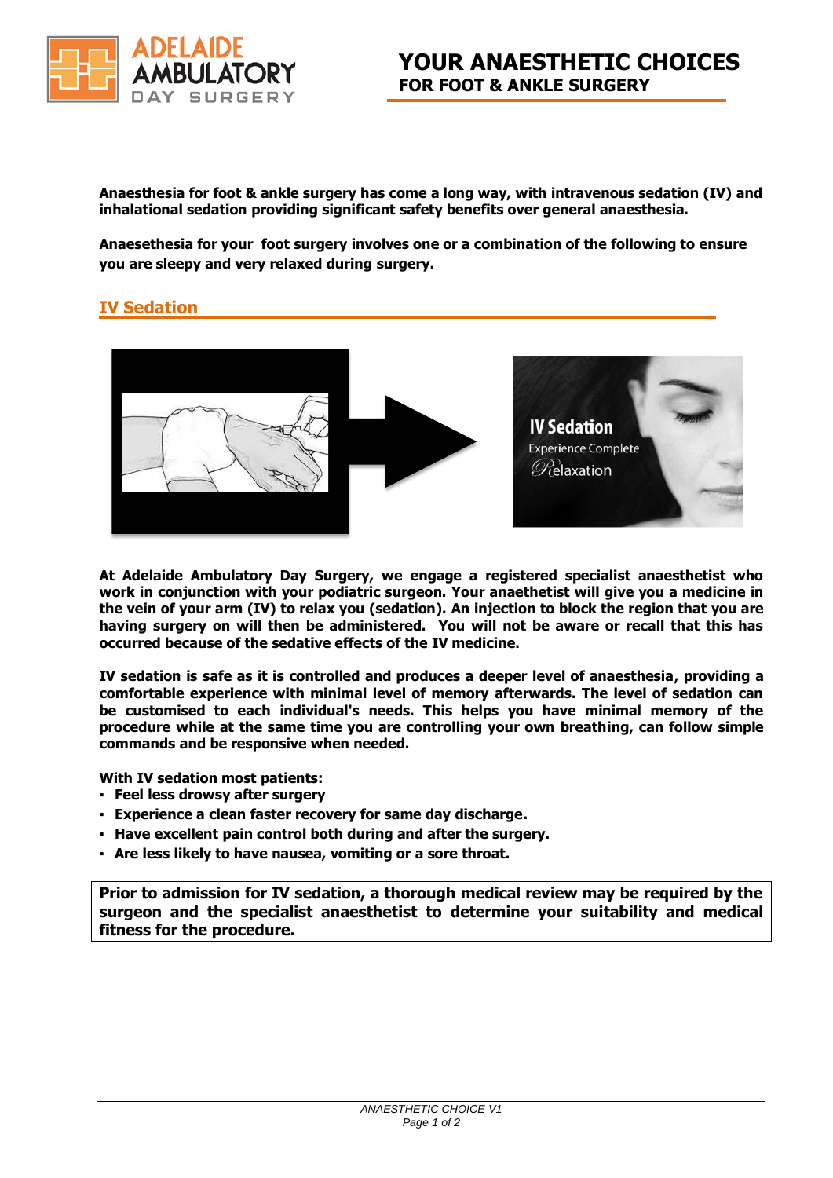# YOUR ANAESTHETIC CHOICES
## FOR FOOT & ANKLE SURGERY

**Anaesthesia for foot & ankle surgery has come a long way, with intravenous sedation (IV) and inhalational sedation providing significant safety benefits over general anaesthesia.**

**Anaesethesia for your foot surgery involves one or a combination of the following to ensure you are sleepy and very relaxed during surgery.**

## IV Sedation

**At Adelaide Ambulatory Day Surgery, we engage a registered specialist anaesthetist who work in conjunction with your podiatric surgeon. Your anaethetist will give you a medicine in the vein of your arm (IV) to relax you (sedation). An injection to block the region that you are having surgery on will then be administered. You will not be aware or recall that this has occurred because of the sedative effects of the IV medicine.**

**IV sedation is safe as it is controlled and produces a deeper level of anaesthesia, providing a comfortable experience with minimal level of memory afterwards. The level of sedation can be customised to each individual's needs. This helps you have minimal memory of the procedure while at the same time you are controlling your own breathing, can follow simple commands and be responsive when needed.**

**With IV sedation most patients:**

- **Feel less drowsy after surgery**
- **Experience a clean faster recovery for same day discharge.**
- **Have excellent pain control both during and after the surgery.**
- **Are less likely to have nausea, vomiting or a sore throat.**

**Prior to admission for IV sedation, a thorough medical review may be required by the surgeon and the specialist anaesthetist to determine your suitability and medical fitness for the procedure.**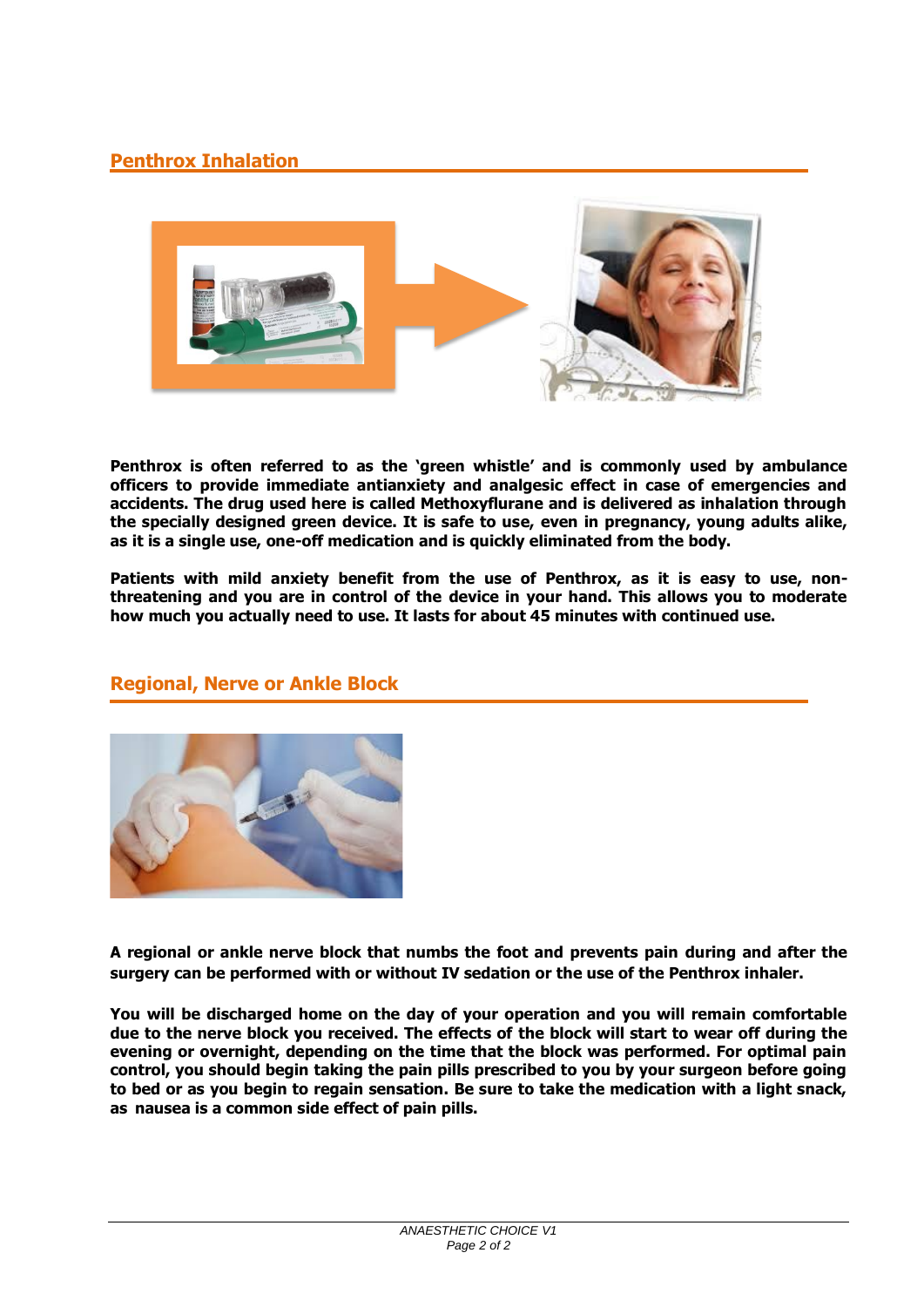## Penthrox Inhalation

**Penthrox is often referred to as the 'green whistle' and is commonly used by ambulance officers to provide immediate antianxiety and analgesic effect in case of emergencies and accidents. The drug used here is called Methoxyflurane and is delivered as inhalation through the specially designed green device. It is safe to use, even in pregnancy, young adults alike, as it is a single use, one-off medication and is quickly eliminated from the body.**

**Patients with mild anxiety benefit from the use of Penthrox, as it is easy to use, non-threatening and you are in control of the device in your hand. This allows you to moderate how much you actually need to use. It lasts for about 45 minutes with continued use.**

## Regional, Nerve or Ankle Block

**A regional or ankle nerve block that numbs the foot and prevents pain during and after the surgery can be performed with or without IV sedation or the use of the Penthrox inhaler.**

**You will be discharged home on the day of your operation and you will remain comfortable due to the nerve block you received. The effects of the block will start to wear off during the evening or overnight, depending on the time that the block was performed. For optimal pain control, you should begin taking the pain pills prescribed to you by your surgeon before going to bed or as you begin to regain sensation. Be sure to take the medication with a light snack, as nausea is a common side effect of pain pills.**